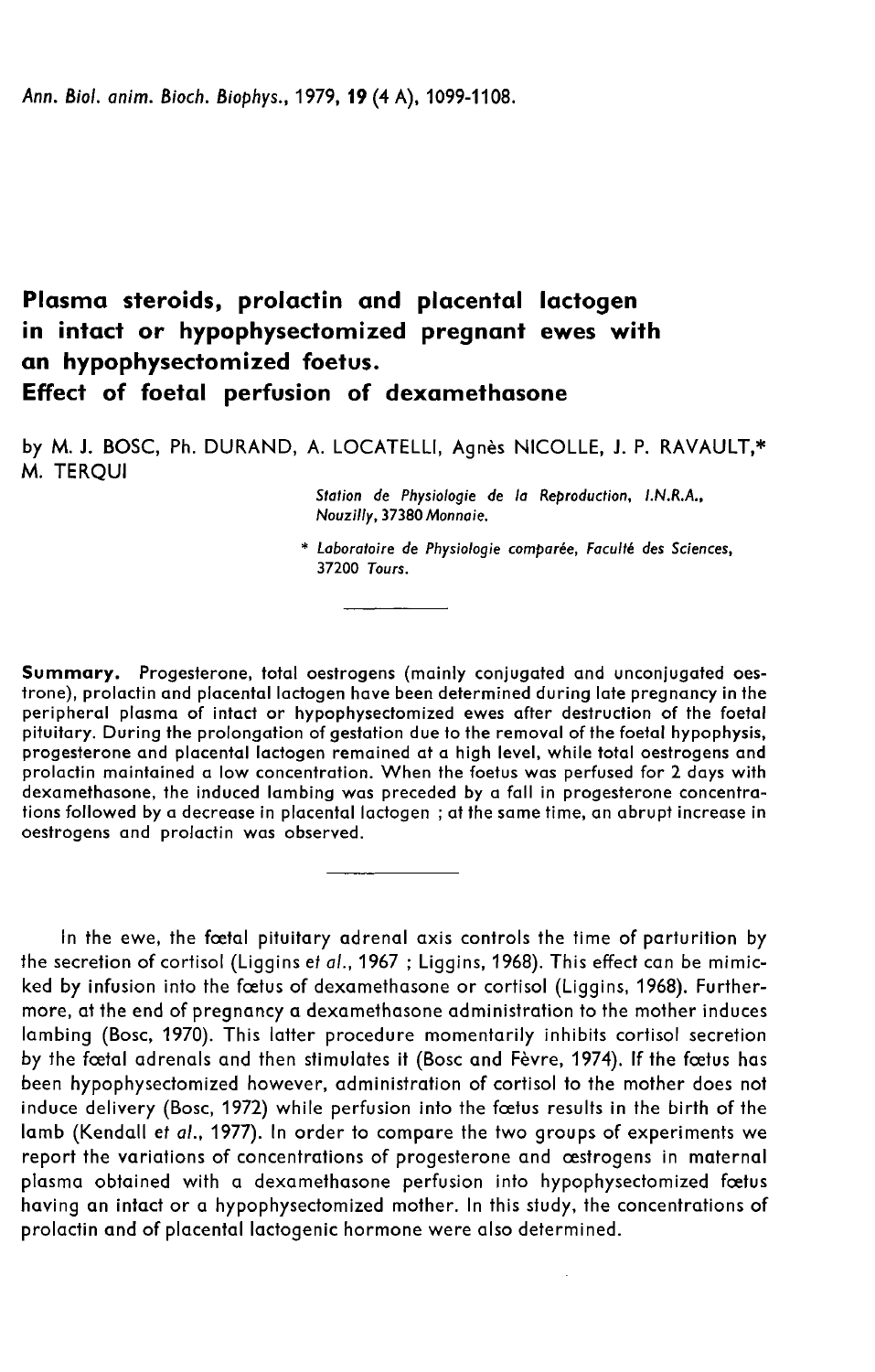# Plasma steroids, prolactin and placental lactogen in intact or hypophysectomized pregnant ewes with an hypophysectomized foetus. Effect of foetal perfusion of dexamethasone

by M. J. BOSC, Ph. DURAND, A. LOCATELLI, Agnès NICOLLE, J. P. RAVAULT,* M. TERQUI

*Station de Physiologie de la Reproduction, I.N.R.A., Nouzilly, 37380 Monnaie.*

\* *Laboratoire de Physiologie comparée, Faculté des Sciences, 37200 Tours.*

**Summary.** Progesterone, total oestrogens (mainly conjugated and unconjugated oestrone), prolactin and placental lactogen have been determined during late pregnancy in the peripheral plasma of intact or hypophysectomized ewes after destruction of the foetal pituitary. During the prolongation of gestation due to the removal of the foetal hypophysis, progesterone and placental lactogen remained at a high level, while total oestrogens and prolactin maintained a low concentration. When the foetus was perfused for 2 days with dexamethasone, the induced lambing was preceded by a fall in progesterone concentrations followed by a decrease in placental lactogen ; at the same time, an abrupt increase in oestrogens and prolactin was observed.

In the ewe, the fœtal pituitary adrenal axis controls the time of parturition by the secretion of cortisol (Liggins *et al.*, 1967 ; Liggins, 1968). This effect can be mimicked by infusion into the fœtus of dexamethasone or cortisol (Liggins, 1968). Furthermore, at the end of pregnancy a dexamethasone administration to the mother induces lambing (Bosc, 1970). This latter procedure momentarily inhibits cortisol secretion by the fœtal adrenals and then stimulates it (Bosc and Fèvre, 1974). If the fœtus has been hypophysectomized however, administration of cortisol to the mother does not induce delivery (Bosc, 1972) while perfusion into the fœtus results in the birth of the lamb (Kendall *et al.*, 1977). In order to compare the two groups of experiments we report the variations of concentrations of progesterone and œstrogens in maternal plasma obtained with a dexamethasone perfusion into hypophysectomized fœtus having an intact or a hypophysectomized mother. In this study, the concentrations of prolactin and of placental lactogenic hormone were also determined.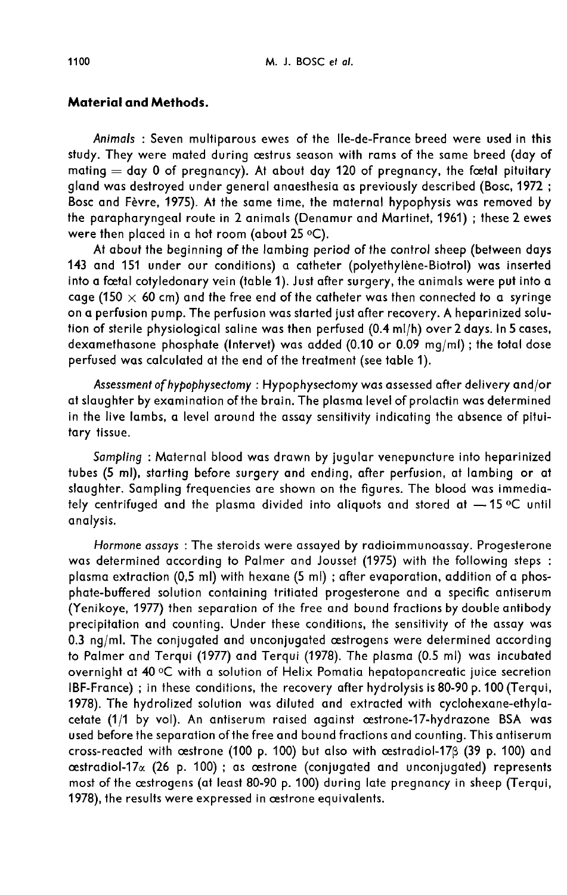## Material and Methods.

*Animals* : Seven multiparous ewes of the Ile-de-France breed were used in this study. They were mated during œstrus season with rams of the same breed (day of mating = day 0 of pregnancy). At about day 120 of pregnancy, the fœtal pituitary gland was destroyed under general anaesthesia as previously described (Bosc, 1972 ; Bosc and Fèvre, 1975). At the same time, the maternal hypophysis was removed by the parapharyngeal route in 2 animals (Denamur and Martinet, 1961) ; these 2 ewes were then placed in a hot room (about 25 °C).

At about the beginning of the lambing period of the control sheep (between days 143 and 151 under our conditions) a catheter (polyethylène-Biotrol) was inserted into a fœtal cotyledonary vein (table 1). Just after surgery, the animals were put into a cage (150 × 60 cm) and the free end of the catheter was then connected to a syringe on a perfusion pump. The perfusion was started just after recovery. A heparinized solution of sterile physiological saline was then perfused (0.4 ml/h) over 2 days. In 5 cases, dexamethasone phosphate (Intervet) was added (0.10 or 0.09 mg/ml) ; the total dose perfused was calculated at the end of the treatment (see table 1).

*Assessment of hypophysectomy* : Hypophysectomy was assessed after delivery and/or at slaughter by examination of the brain. The plasma level of prolactin was determined in the live lambs, a level around the assay sensitivity indicating the absence of pituitary tissue.

*Sampling* : Maternal blood was drawn by jugular venepuncture into heparinized tubes (5 ml), starting before surgery and ending, after perfusion, at lambing or at slaughter. Sampling frequencies are shown on the figures. The blood was immediately centrifuged and the plasma divided into aliquots and stored at − 15 °C until analysis.

*Hormone assays* : The steroids were assayed by radioimmunoassay. Progesterone was determined according to Palmer and Jousset (1975) with the following steps : plasma extraction (0,5 ml) with hexane (5 ml) ; after evaporation, addition of a phosphate-buffered solution containing tritiated progesterone and a specific antiserum (Yenikoye, 1977) then separation of the free and bound fractions by double antibody precipitation and counting. Under these conditions, the sensitivity of the assay was 0.3 ng/ml. The conjugated and unconjugated œstrogens were determined according to Palmer and Terqui (1977) and Terqui (1978). The plasma (0.5 ml) was incubated overnight at 40 °C with a solution of Helix Pomatia hepatopancreatic juice secretion IBF-France) ; in these conditions, the recovery after hydrolysis is 80-90 p. 100 (Terqui, 1978). The hydrolized solution was diluted and extracted with cyclohexane-ethylacetate (1/1 by vol). An antiserum raised against œstrone-17-hydrazone BSA was used before the separation of the free and bound fractions and counting. This antiserum cross-reacted with œstrone (100 p. 100) but also with œstradiol-17β (39 p. 100) and œstradiol-17α (26 p. 100) ; as œstrone (conjugated and unconjugated) represents most of the œstrogens (at least 80-90 p. 100) during late pregnancy in sheep (Terqui, 1978), the results were expressed in œstrone equivalents.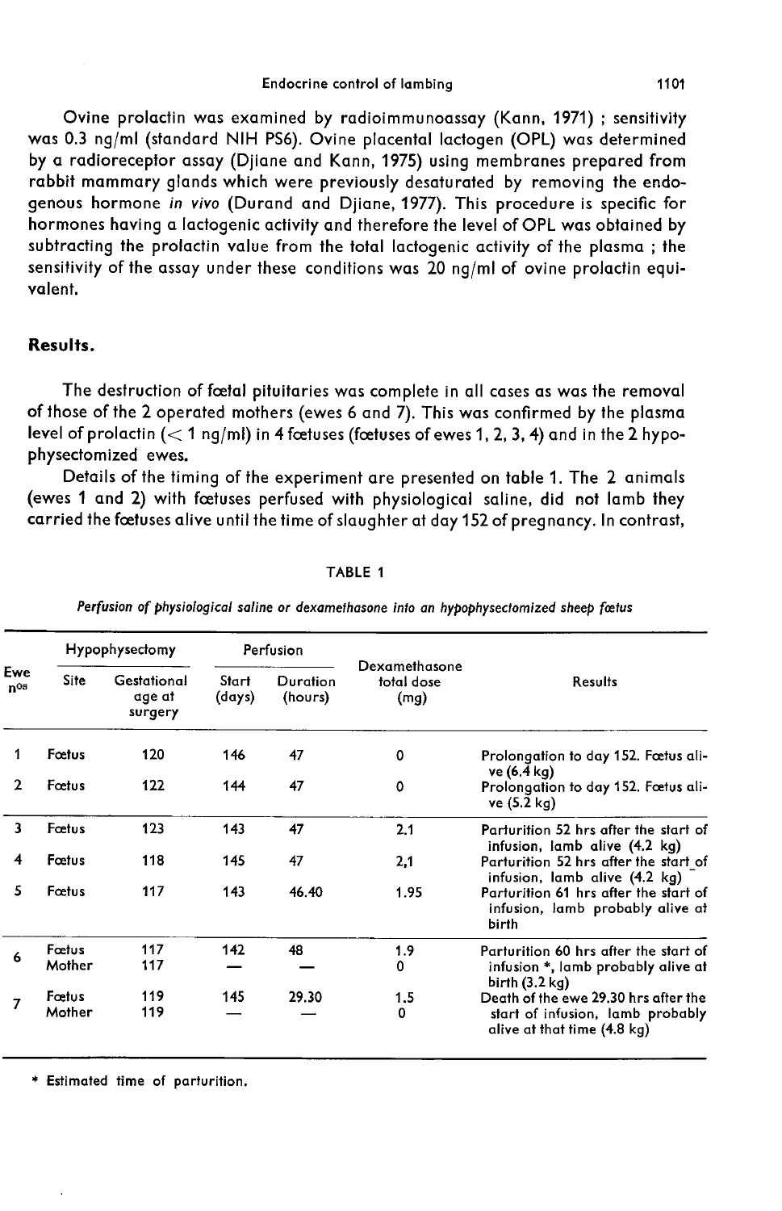Ovine prolactin was examined by radioimmunoassay (Kann, 1971) ; sensitivity was 0.3 ng/ml (standard NIH PS6). Ovine placental lactogen (OPL) was determined by a radioreceptor assay (Djiane and Kann, 1975) using membranes prepared from rabbit mammary glands which were previously desaturated by removing the endogenous hormone *in vivo* (Durand and Djiane, 1977). This procedure is specific for hormones having a lactogenic activity and therefore the level of OPL was obtained by subtracting the prolactin value from the total lactogenic activity of the plasma ; the sensitivity of the assay under these conditions was 20 ng/ml of ovine prolactin equivalent.

## Results.

The destruction of fœtal pituitaries was complete in all cases as was the removal of those of the 2 operated mothers (ewes 6 and 7). This was confirmed by the plasma level of prolactin (< 1 ng/ml) in 4 fœtuses (fœtuses of ewes 1, 2, 3, 4) and in the 2 hypophysectomized ewes.

Details of the timing of the experiment are presented on table 1. The 2 animals (ewes 1 and 2) with fœtuses perfused with physiological saline, did not lamb they carried the fœtuses alive until the time of slaughter at day 152 of pregnancy. In contrast,

TABLE 1

*Perfusion of physiological saline or dexamethasone into an hypophysectomized sheep fœtus*

| Ewe n$^{os}$ | Hypophysectomy | | Perfusion | | Dexamethasone total dose (mg) | Results |
|---|---|---|---|---|---|---|
| | Site | Gestational age at surgery | Start (days) | Duration (hours) | | |
| 1 | Fœtus | 120 | 146 | 47 | 0 | Prolongation to day 152. Fœtus alive (6.4 kg) |
| 2 | Fœtus | 122 | 144 | 47 | 0 | Prolongation to day 152. Fœtus alive (5.2 kg) |
| 3 | Fœtus | 123 | 143 | 47 | 2.1 | Parturition 52 hrs after the start of infusion, lamb alive (4.2 kg) |
| 4 | Fœtus | 118 | 145 | 47 | 2,1 | Parturition 52 hrs after the start of infusion, lamb alive (4.2 kg) |
| 5 | Fœtus | 117 | 143 | 46.40 | 1.95 | Parturition 61 hrs after the start of infusion, lamb probably alive at birth |
| 6 | Fœtus<br>Mother | 117<br>117 | 142<br>— | 48<br>— | 1.9<br>0 | Parturition 60 hrs after the start of infusion *, lamb probably alive at birth (3.2 kg) |
| 7 | Fœtus<br>Mother | 119<br>119 | 145<br>— | 29.30<br>— | 1.5<br>0 | Death of the ewe 29.30 hrs after the start of infusion, lamb probably alive at that time (4.8 kg) |

* Estimated time of parturition.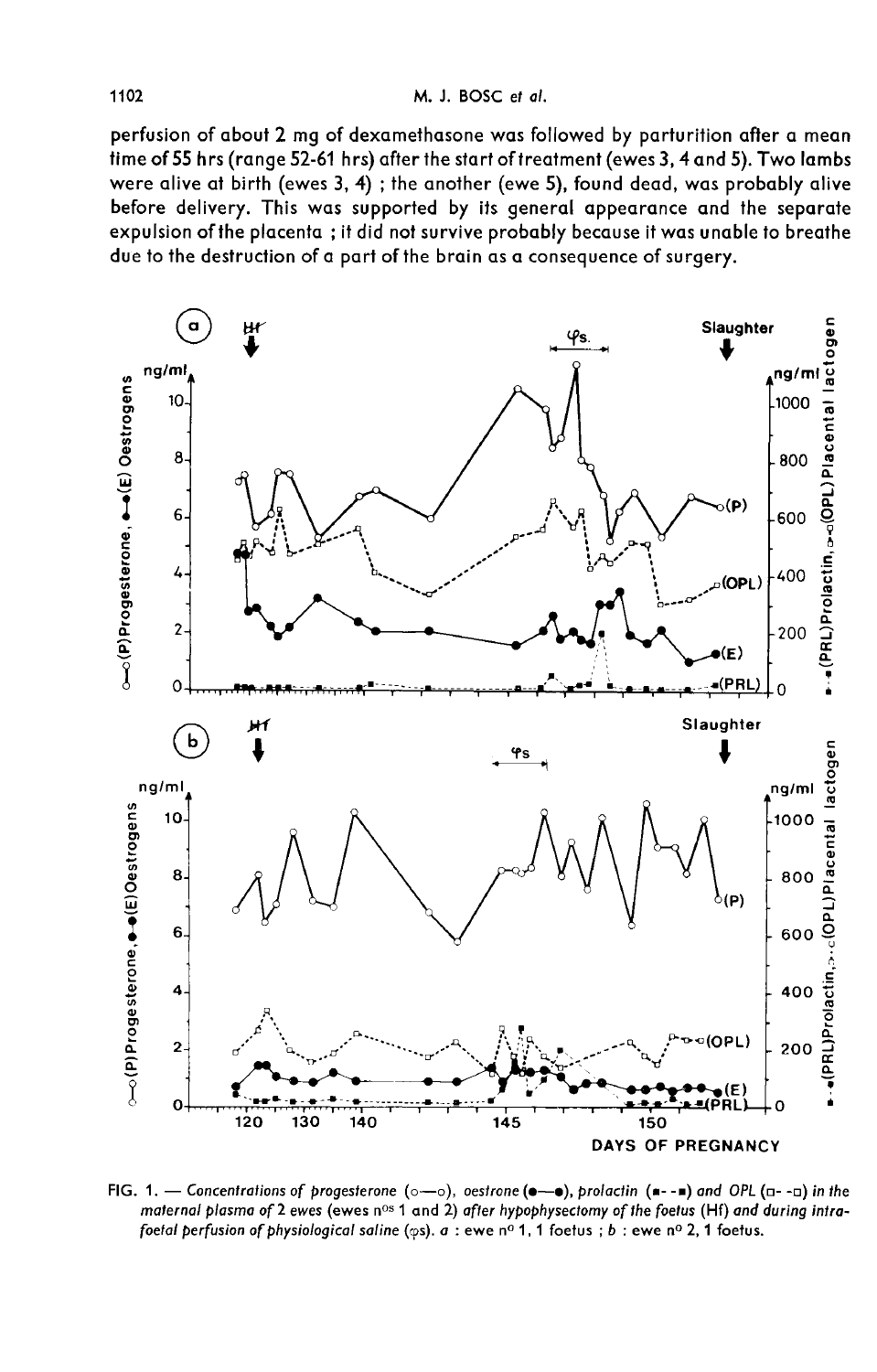perfusion of about 2 mg of dexamethasone was followed by parturition after a mean time of 55 hrs (range 52-61 hrs) after the start of treatment (ewes 3, 4 and 5). Two lambs were alive at birth (ewes 3, 4) ; the another (ewe 5), found dead, was probably alive before delivery. This was supported by its general appearance and the separate expulsion of the placenta ; it did not survive probably because it was unable to breathe due to the destruction of a part of the brain as a consequence of surgery.

FIG. 1. — *Concentrations of progesterone (○—○), oestrone (●—●), prolactin (■- -■) and OPL (□- -□) in the maternal plasma of 2 ewes (ewes n^os 1 and 2) after hypophysectomy of the foetus (Hf) and during intrafoetal perfusion of physiological saline (φs). a : ewe n° 1, 1 foetus ; b : ewe n° 2, 1 foetus.*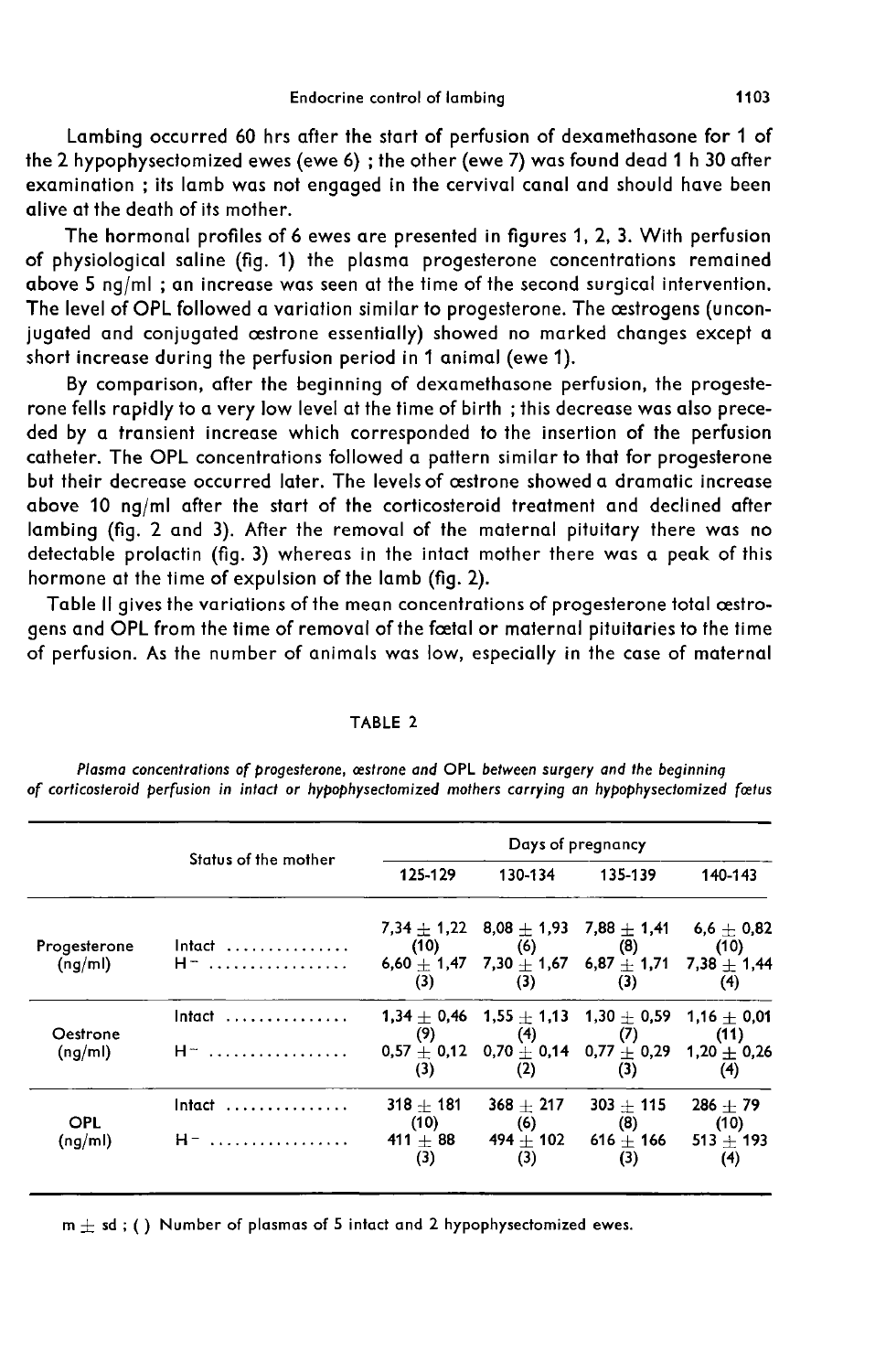Lambing occurred 60 hrs after the start of perfusion of dexamethasone for 1 of the 2 hypophysectomized ewes (ewe 6) ; the other (ewe 7) was found dead 1 h 30 after examination ; its lamb was not engaged in the cervival canal and should have been alive at the death of its mother.

The hormonal profiles of 6 ewes are presented in figures 1, 2, 3. With perfusion of physiological saline (fig. 1) the plasma progesterone concentrations remained above 5 ng/ml ; an increase was seen at the time of the second surgical intervention. The level of OPL followed a variation similar to progesterone. The œstrogens (unconjugated and conjugated œstrone essentially) showed no marked changes except a short increase during the perfusion period in 1 animal (ewe 1).

By comparison, after the beginning of dexamethasone perfusion, the progesterone fells rapidly to a very low level at the time of birth ; this decrease was also preceded by a transient increase which corresponded to the insertion of the perfusion catheter. The OPL concentrations followed a pattern similar to that for progesterone but their decrease occurred later. The levels of œstrone showed a dramatic increase above 10 ng/ml after the start of the corticosteroid treatment and declined after lambing (fig. 2 and 3). After the removal of the maternal pituitary there was no detectable prolactin (fig. 3) whereas in the intact mother there was a peak of this hormone at the time of expulsion of the lamb (fig. 2).

Table II gives the variations of the mean concentrations of progesterone total œstrogens and OPL from the time of removal of the fœtal or maternal pituitaries to the time of perfusion. As the number of animals was low, especially in the case of maternal

TABLE 2

*Plasma concentrations of progesterone, œstrone and OPL between surgery and the beginning of corticosteroid perfusion in intact or hypophysectomized mothers carrying an hypophysectomized fœtus*

| | Status of the mother | Days of pregnancy | | | |
|---|---|---|---|---|---|
| | | 125-129 | 130-134 | 135-139 | 140-143 |
| Progesterone (ng/ml) | Intact | 7,34 ± 1,22 (10) | 8,08 ± 1,93 (6) | 7,88 ± 1,41 (8) | 6,6 ± 0,82 (10) |
| | H⁻ | 6,60 ± 1,47 (3) | 7,30 ± 1,67 (3) | 6,87 ± 1,71 (3) | 7,38 ± 1,44 (4) |
| Oestrone (ng/ml) | Intact | 1,34 ± 0,46 (9) | 1,55 ± 1,13 (4) | 1,30 ± 0,59 (7) | 1,16 ± 0,01 (11) |
| | H⁻ | 0,57 ± 0,12 (3) | 0,70 ± 0,14 (2) | 0,77 ± 0,29 (3) | 1,20 ± 0,26 (4) |
| OPL (ng/ml) | Intact | 318 ± 181 (10) | 368 ± 217 (6) | 303 ± 115 (8) | 286 ± 79 (10) |
| | H⁻ | 411 ± 88 (3) | 494 ± 102 (3) | 616 ± 166 (3) | 513 ± 193 (4) |

m ± sd ; ( ) Number of plasmas of 5 intact and 2 hypophysectomized ewes.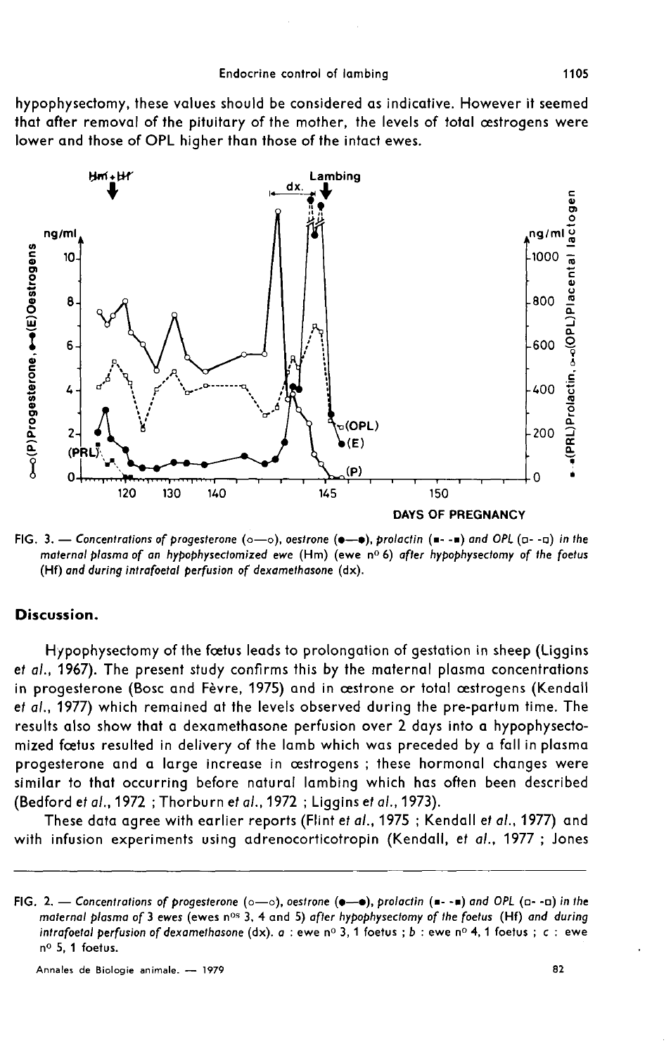hypophysectomy, these values should be considered as indicative. However it seemed that after removal of the pituitary of the mother, the levels of total œstrogens were lower and those of OPL higher than those of the intact ewes.

FIG. 3. — *Concentrations of progesterone* (o—o), *oestrone* (●—●), *prolactin* (■- -■) *and OPL* (□- -□) *in the maternal plasma of an hypophysectomized ewe* (Hm) (ewe n° 6) *after hypophysectomy of the foetus* (Hf) *and during intrafoetal perfusion of dexamethasone* (dx).

## Discussion.

Hypophysectomy of the fœtus leads to prolongation of gestation in sheep (Liggins *et al.*, 1967). The present study confirms this by the maternal plasma concentrations in progesterone (Bosc and Fèvre, 1975) and in œstrone or total œstrogens (Kendall *et al.*, 1977) which remained at the levels observed during the pre-partum time. The results also show that a dexamethasone perfusion over 2 days into a hypophysectomized fœtus resulted in delivery of the lamb which was preceded by a fall in plasma progesterone and a large increase in œstrogens ; these hormonal changes were similar to that occurring before natural lambing which has often been described (Bedford *et al.*, 1972 ; Thorburn *et al.*, 1972 ; Liggins *et al.*, 1973).

These data agree with earlier reports (Flint *et al.*, 1975 ; Kendall *et al.*, 1977) and with infusion experiments using adrenocorticotropin (Kendall, *et al.*, 1977 ; Jones

FIG. 2. — *Concentrations of progesterone* (o—o), *oestrone* (●—●), *prolactin* (■- -■) *and OPL* (□- -□) *in the maternal plasma of 3 ewes* (ewes n$^{os}$ 3, 4 and 5) *after hypophysectomy of the foetus* (Hf) *and during intrafoetal perfusion of dexamethasone* (dx). *a* : ewe n° 3, 1 foetus ; *b* : ewe n° 4, 1 foetus ; *c* : ewe n° 5, 1 foetus.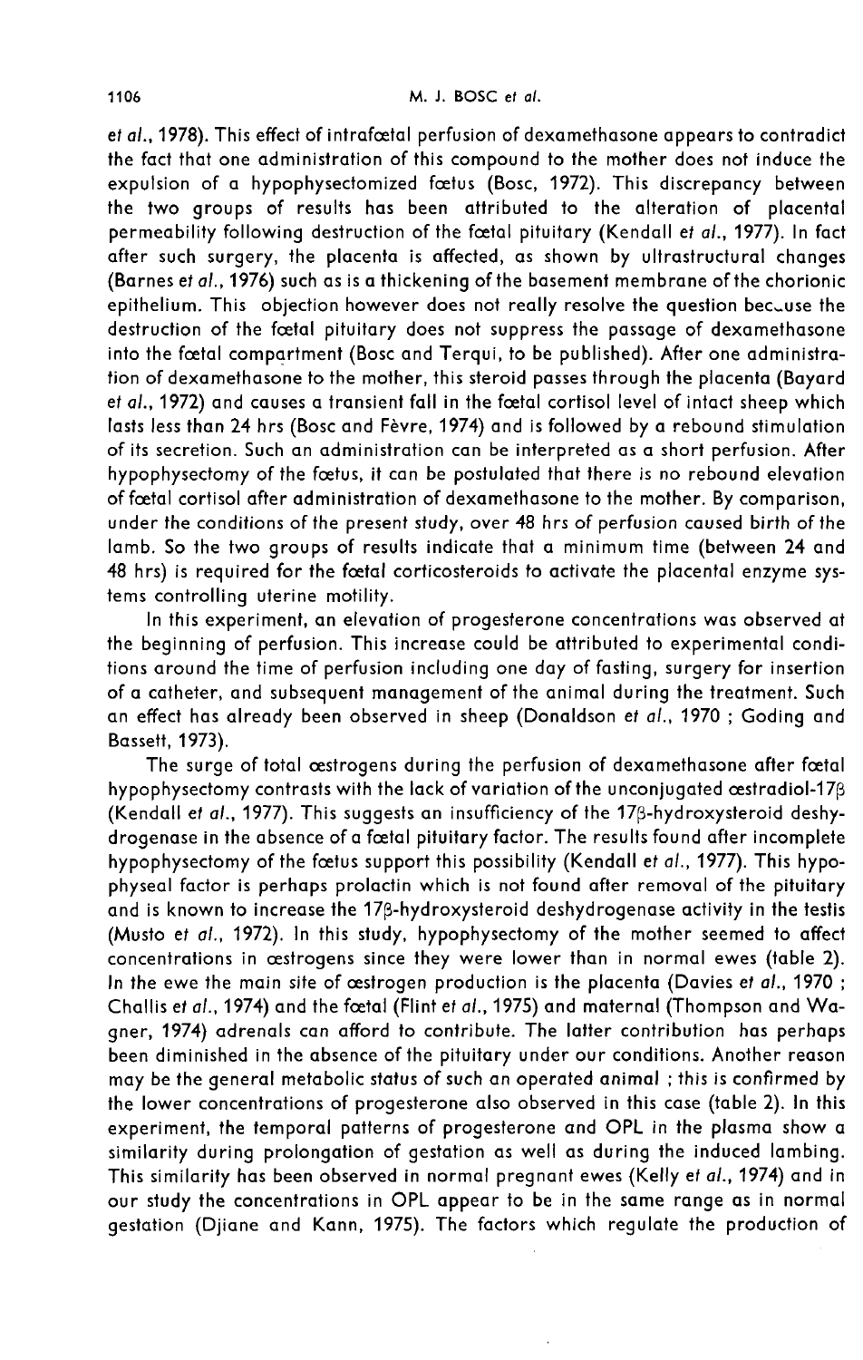*et al.*, 1978). This effect of intrafœtal perfusion of dexamethasone appears to contradict the fact that one administration of this compound to the mother does not induce the expulsion of a hypophysectomized fœtus (Bosc, 1972). This discrepancy between the two groups of results has been attributed to the alteration of placental permeability following destruction of the fœtal pituitary (Kendall *et al.*, 1977). In fact after such surgery, the placenta is affected, as shown by ultrastructural changes (Barnes *et al.*, 1976) such as is a thickening of the basement membrane of the chorionic epithelium. This objection however does not really resolve the question because the destruction of the fœtal pituitary does not suppress the passage of dexamethasone into the fœtal compartment (Bosc and Terqui, to be published). After one administration of dexamethasone to the mother, this steroid passes through the placenta (Bayard *et al.*, 1972) and causes a transient fall in the fœtal cortisol level of intact sheep which lasts less than 24 hrs (Bosc and Fèvre, 1974) and is followed by a rebound stimulation of its secretion. Such an administration can be interpreted as a short perfusion. After hypophysectomy of the fœtus, it can be postulated that there is no rebound elevation of fœtal cortisol after administration of dexamethasone to the mother. By comparison, under the conditions of the present study, over 48 hrs of perfusion caused birth of the lamb. So the two groups of results indicate that a minimum time (between 24 and 48 hrs) is required for the fœtal corticosteroids to activate the placental enzyme systems controlling uterine motility.

In this experiment, an elevation of progesterone concentrations was observed at the beginning of perfusion. This increase could be attributed to experimental conditions around the time of perfusion including one day of fasting, surgery for insertion of a catheter, and subsequent management of the animal during the treatment. Such an effect has already been observed in sheep (Donaldson *et al.*, 1970 ; Goding and Bassett, 1973).

The surge of total œstrogens during the perfusion of dexamethasone after fœtal hypophysectomy contrasts with the lack of variation of the unconjugated œstradiol-17β (Kendall *et al.*, 1977). This suggests an insufficiency of the 17β-hydroxysteroid deshydrogenase in the absence of a fœtal pituitary factor. The results found after incomplete hypophysectomy of the fœtus support this possibility (Kendall *et al.*, 1977). This hypophyseal factor is perhaps prolactin which is not found after removal of the pituitary and is known to increase the 17β-hydroxysteroid deshydrogenase activity in the testis (Musto *et al.*, 1972). In this study, hypophysectomy of the mother seemed to affect concentrations in œstrogens since they were lower than in normal ewes (table 2). In the ewe the main site of œstrogen production is the placenta (Davies *et al.*, 1970 ; Challis *et al.*, 1974) and the fœtal (Flint *et al.*, 1975) and maternal (Thompson and Wagner, 1974) adrenals can afford to contribute. The latter contribution has perhaps been diminished in the absence of the pituitary under our conditions. Another reason may be the general metabolic status of such an operated animal ; this is confirmed by the lower concentrations of progesterone also observed in this case (table 2). In this experiment, the temporal patterns of progesterone and OPL in the plasma show a similarity during prolongation of gestation as well as during the induced lambing. This similarity has been observed in normal pregnant ewes (Kelly *et al.*, 1974) and in our study the concentrations in OPL appear to be in the same range as in normal gestation (Djiane and Kann, 1975). The factors which regulate the production of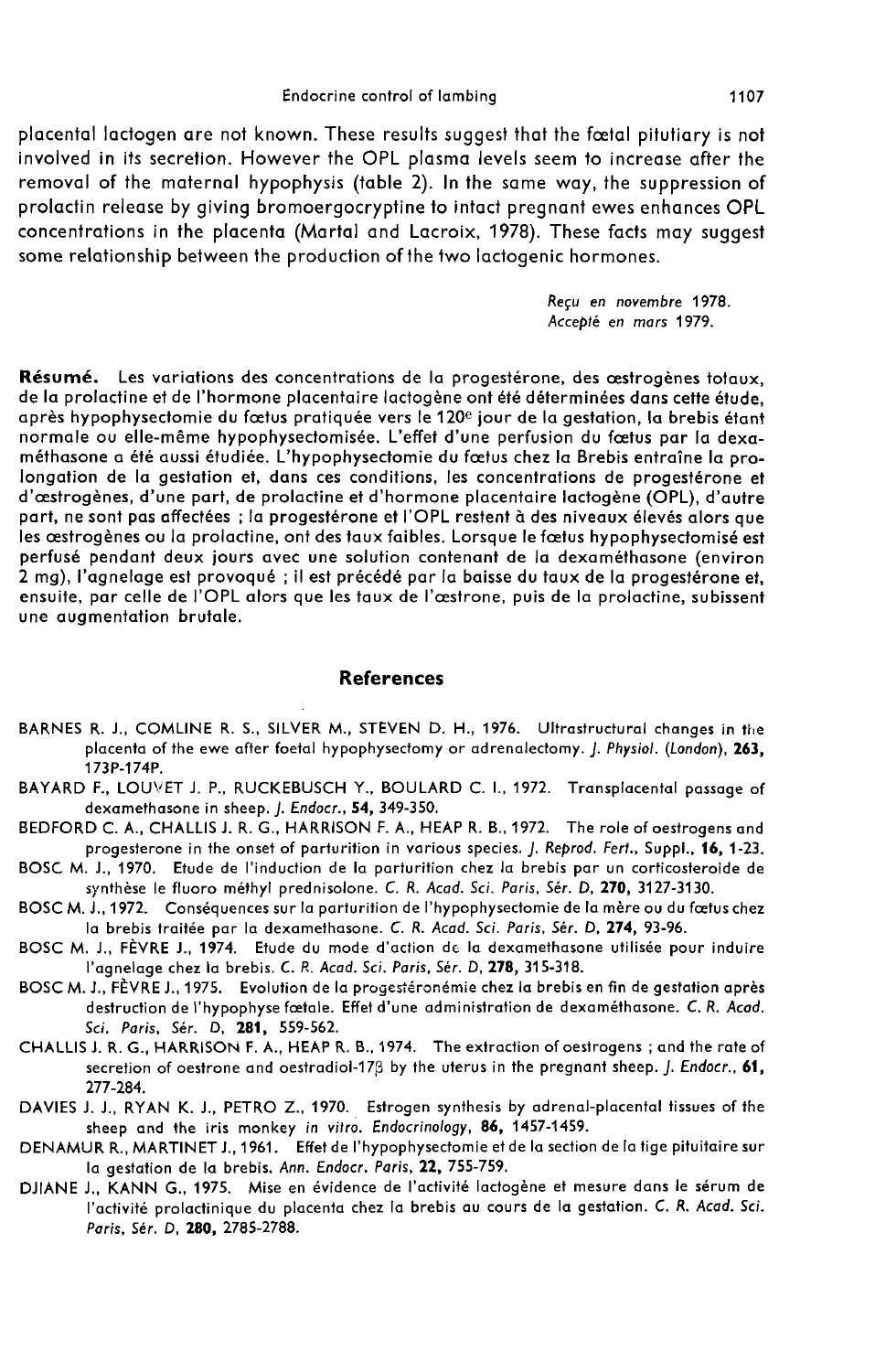placental lactogen are not known. These results suggest that the fœtal pituitary is not involved in its secretion. However the OPL plasma levels seem to increase after the removal of the maternal hypophysis (table 2). In the same way, the suppression of prolactin release by giving bromoergocryptine to intact pregnant ewes enhances OPL concentrations in the placenta (Martal and Lacroix, 1978). These facts may suggest some relationship between the production of the two lactogenic hormones.

*Reçu en novembre 1978.*
*Accepté en mars 1979.*

**Résumé.** Les variations des concentrations de la progestérone, des œstrogènes totaux, de la prolactine et de l'hormone placentaire lactogène ont été déterminées dans cette étude, après hypophysectomie du fœtus pratiquée vers le 120$^{e}$ jour de la gestation, la brebis étant normale ou elle-même hypophysectomisée. L'effet d'une perfusion du fœtus par la dexaméthasone a été aussi étudiée. L'hypophysectomie du fœtus chez la Brebis entraîne la prolongation de la gestation et, dans ces conditions, les concentrations de progestérone et d'œstrogènes, d'une part, de prolactine et d'hormone placentaire lactogène (OPL), d'autre part, ne sont pas affectées ; la progestérone et l'OPL restent à des niveaux élevés alors que les œstrogènes ou la prolactine, ont des taux faibles. Lorsque le fœtus hypophysectomisé est perfusé pendant deux jours avec une solution contenant de la dexaméthasone (environ 2 mg), l'agnelage est provoqué ; il est précédé par la baisse du taux de la progestérone et, ensuite, par celle de l'OPL alors que les taux de l'œstrone, puis de la prolactine, subissent une augmentation brutale.

## References

BARNES R. J., COMLINE R. S., SILVER M., STEVEN D. H., 1976. Ultrastructural changes in the placenta of the ewe after foetal hypophysectomy or adrenalectomy. *J. Physiol. (London)*, **263**, 173P-174P.

BAYARD F., LOUVET J. P., RUCKEBUSCH Y., BOULARD C. I., 1972. Transplacental passage of dexamethasone in sheep. *J. Endocr.*, **54**, 349-350.

BEDFORD C. A., CHALLIS J. R. G., HARRISON F. A., HEAP R. B., 1972. The role of oestrogens and progesterone in the onset of parturition in various species. *J. Reprod. Fert.*, Suppl., **16**, 1-23.

BOSC M. J., 1970. Etude de l'induction de la parturition chez la brebis par un corticosteroide de synthèse le fluoro méthyl prednisolone. *C. R. Acad. Sci. Paris, Sér. D*, **270**, 3127-3130.

BOSC M. J., 1972. Conséquences sur la parturition de l'hypophysectomie de la mère ou du fœtus chez la brebis traitée par la dexamethasone. *C. R. Acad. Sci. Paris, Sér. D*, **274**, 93-96.

BOSC M. J., FÈVRE J., 1974. Etude du mode d'action de la dexamethasone utilisée pour induire l'agnelage chez la brebis. *C. R. Acad. Sci. Paris, Sér. D*, **278**, 315-318.

BOSC M. J., FÈVRE J., 1975. Evolution de la progestéronémie chez la brebis en fin de gestation après destruction de l'hypophyse fœtale. Effet d'une administration de dexaméthasone. *C. R. Acad. Sci. Paris, Sér. D*, **281**, 559-562.

CHALLIS J. R. G., HARRISON F. A., HEAP R. B., 1974. The extraction of oestrogens ; and the rate of secretion of oestrone and oestradiol-17β by the uterus in the pregnant sheep. *J. Endocr.*, **61**, 277-284.

DAVIES J. J., RYAN K. J., PETRO Z., 1970. Estrogen synthesis by adrenal-placental tissues of the sheep and the iris monkey *in vitro*. *Endocrinology*, **86**, 1457-1459.

DENAMUR R., MARTINET J., 1961. Effet de l'hypophysectomie et de la section de la tige pituitaire sur la gestation de la brebis. *Ann. Endocr. Paris*, **22**, 755-759.

DJIANE J., KANN G., 1975. Mise en évidence de l'activité lactogène et mesure dans le sérum de l'activité prolactinique du placenta chez la brebis au cours de la gestation. *C. R. Acad. Sci. Paris, Sér. D*, **280**, 2785-2788.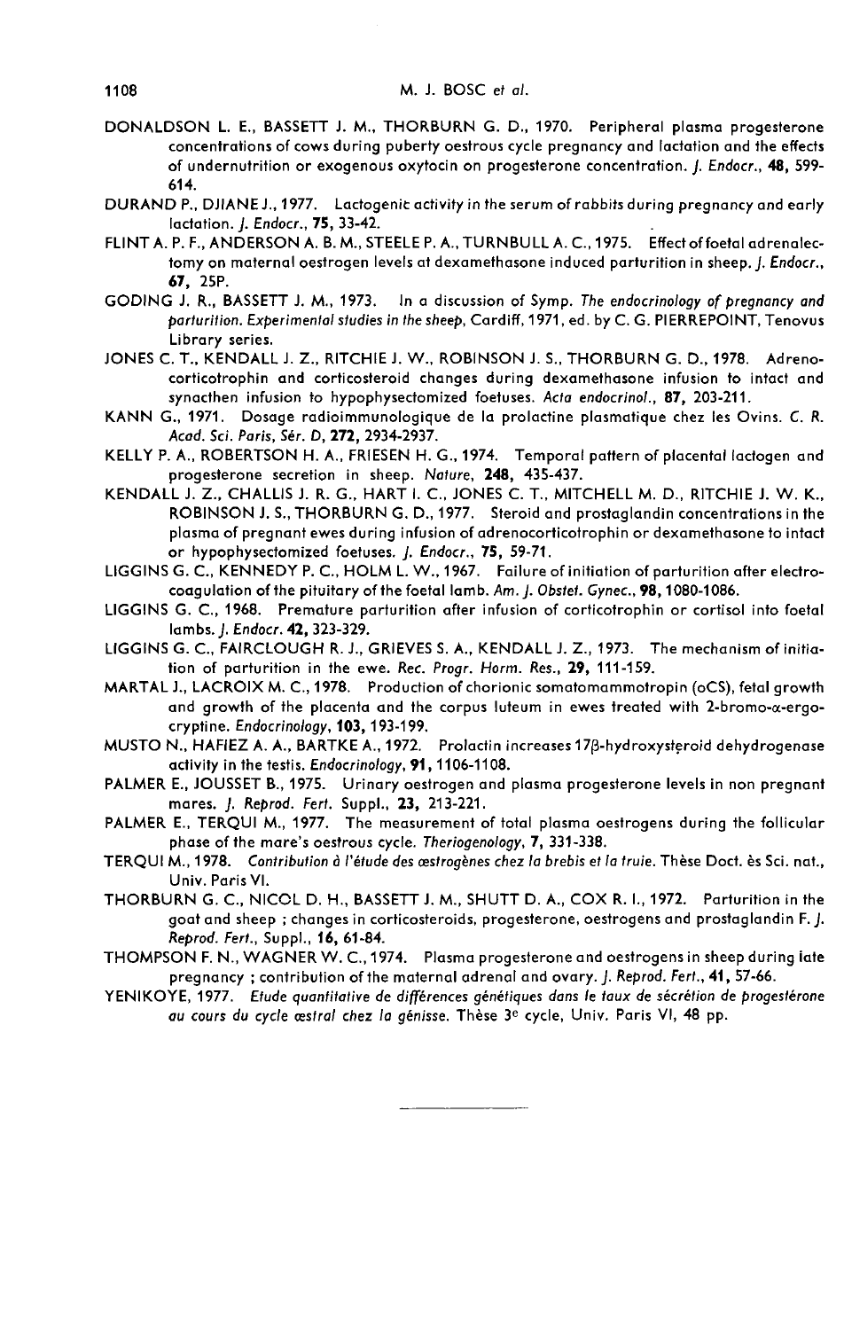DONALDSON L. E., BASSETT J. M., THORBURN G. D., 1970. Peripheral plasma progesterone concentrations of cows during puberty oestrous cycle pregnancy and lactation and the effects of undernutrition or exogenous oxytocin on progesterone concentration. *J. Endocr.*, **48**, 599-614.

DURAND P., DJIANE J., 1977. Lactogenic activity in the serum of rabbits during pregnancy and early lactation. *J. Endocr.*, **75**, 33-42.

FLINT A. P. F., ANDERSON A. B. M., STEELE P. A., TURNBULL A. C., 1975. Effect of foetal adrenalectomy on maternal oestrogen levels at dexamethasone induced parturition in sheep. *J. Endocr.*, **67**, 25P.

GODING J. R., BASSETT J. M., 1973. In a discussion of Symp. *The endocrinology of pregnancy and parturition. Experimental studies in the sheep*, Cardiff, 1971, ed. by C. G. PIERREPOINT, Tenovus Library series.

JONES C. T., KENDALL J. Z., RITCHIE J. W., ROBINSON J. S., THORBURN G. D., 1978. Adrenocorticotrophin and corticosteroid changes during dexamethasone infusion to intact and synacthen infusion to hypophysectomized foetuses. *Acta endocrinol.*, **87**, 203-211.

KANN G., 1971. Dosage radioimmunologique de la prolactine plasmatique chez les Ovins. *C. R. Acad. Sci. Paris, Sér. D*, **272**, 2934-2937.

KELLY P. A., ROBERTSON H. A., FRIESEN H. G., 1974. Temporal pattern of placental lactogen and progesterone secretion in sheep. *Nature*, **248**, 435-437.

KENDALL J. Z., CHALLIS J. R. G., HART I. C., JONES C. T., MITCHELL M. D., RITCHIE J. W. K., ROBINSON J. S., THORBURN G. D., 1977. Steroid and prostaglandin concentrations in the plasma of pregnant ewes during infusion of adrenocorticotrophin or dexamethasone to intact or hypophysectomized foetuses. *J. Endocr.*, **75**, 59-71.

LIGGINS G. C., KENNEDY P. C., HOLM L. W., 1967. Failure of initiation of parturition after electrocoagulation of the pituitary of the foetal lamb. *Am. J. Obstet. Gynec.*, **98**, 1080-1086.

LIGGINS G. C., 1968. Premature parturition after infusion of corticotrophin or cortisol into foetal lambs. *J. Endocr.* **42**, 323-329.

LIGGINS G. C., FAIRCLOUGH R. J., GRIEVES S. A., KENDALL J. Z., 1973. The mechanism of initiation of parturition in the ewe. *Rec. Progr. Horm. Res.*, **29**, 111-159.

MARTAL J., LACROIX M. C., 1978. Production of chorionic somatomammotropin (oCS), fetal growth and growth of the placenta and the corpus luteum in ewes treated with 2-bromo-α-ergocryptine. *Endocrinology*, **103**, 193-199.

MUSTO N., HAFIEZ A. A., BARTKE A., 1972. Prolactin increases 17β-hydroxysteroid dehydrogenase activity in the testis. *Endocrinology*, **91**, 1106-1108.

PALMER E., JOUSSET B., 1975. Urinary oestrogen and plasma progesterone levels in non pregnant mares. *J. Reprod. Fert.* Suppl., **23**, 213-221.

PALMER E., TERQUI M., 1977. The measurement of total plasma oestrogens during the follicular phase of the mare's oestrous cycle. *Theriogenology*, **7**, 331-338.

TERQUI M., 1978. *Contribution à l'étude des œstrogènes chez la brebis et la truie.* Thèse Doct. ès Sci. nat., Univ. Paris VI.

THORBURN G. C., NICOL D. H., BASSETT J. M., SHUTT D. A., COX R. I., 1972. Parturition in the goat and sheep ; changes in corticosteroids, progesterone, oestrogens and prostaglandin F. *J. Reprod. Fert.*, Suppl., **16**, 61-84.

THOMPSON F. N., WAGNER W. C., 1974. Plasma progesterone and oestrogens in sheep during late pregnancy ; contribution of the maternal adrenal and ovary. *J. Reprod. Fert.*, **41**, 57-66.

YENIKOYE, 1977. *Etude quantitative de différences génétiques dans le taux de sécrétion de progestérone au cours du cycle œstral chez la génisse.* Thèse 3e cycle, Univ. Paris VI, 48 pp.